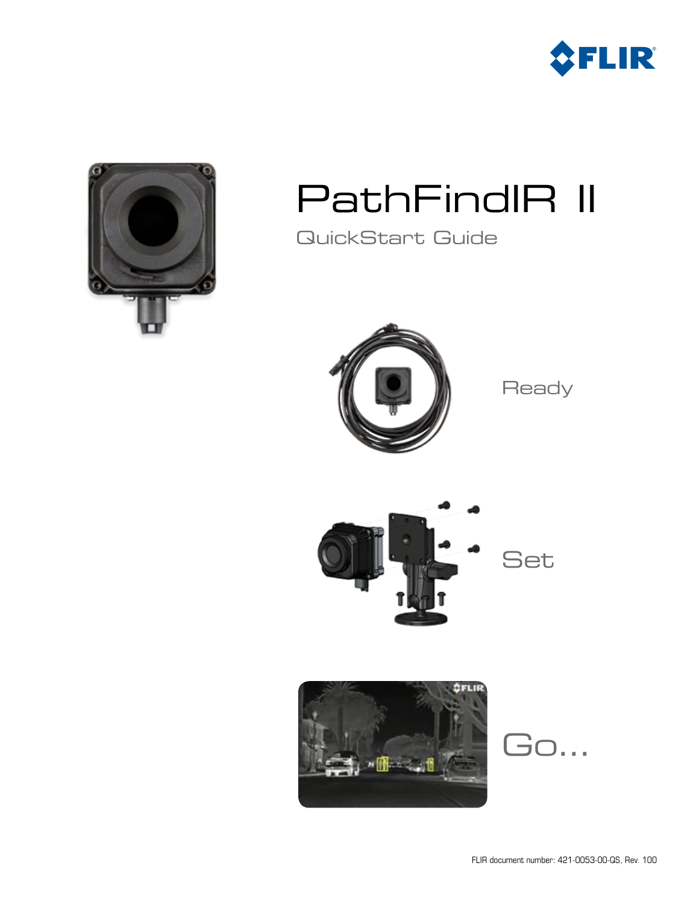# PathFindIR II

## QuickStart Guide

Ready

Set

Go...

FLIR document number: 421-0053-00-QS, Rev. 100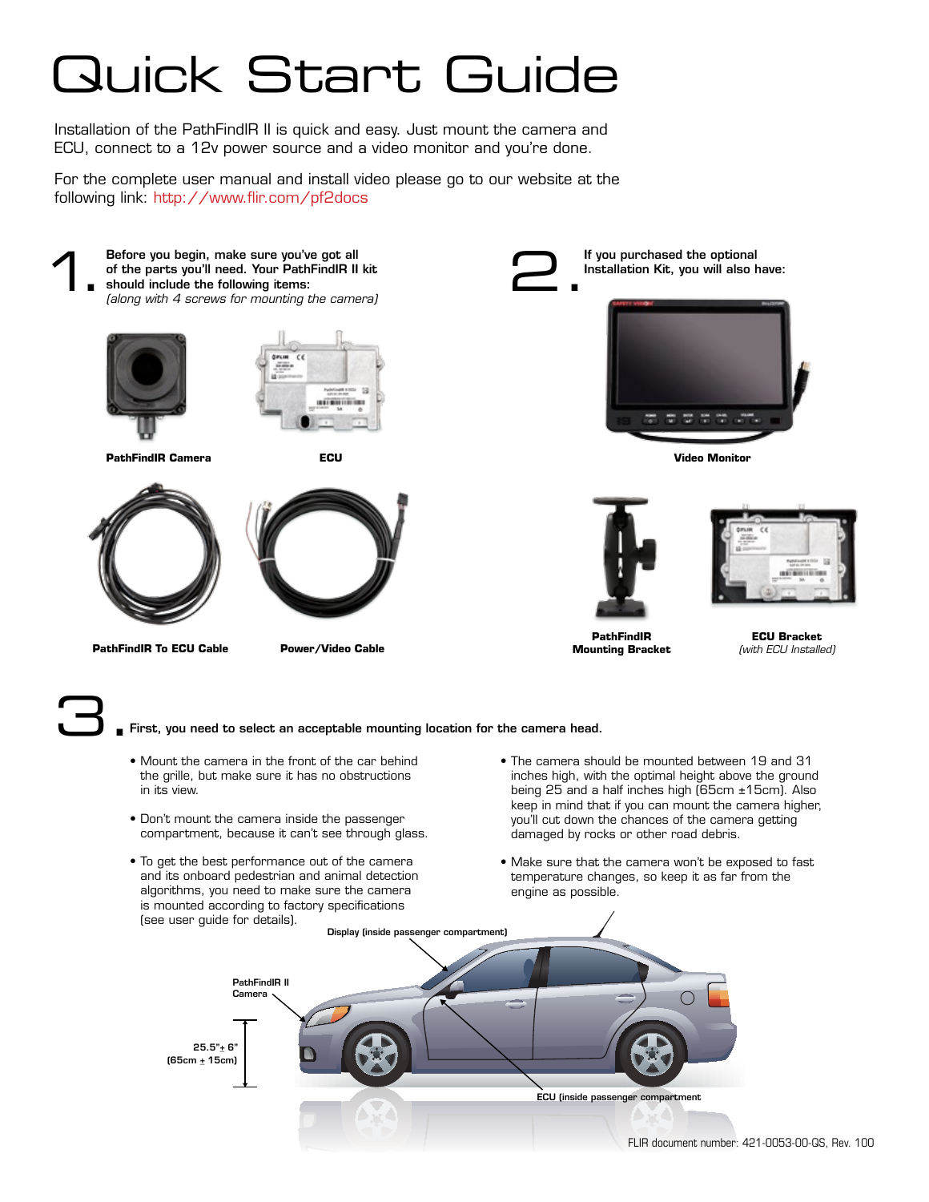# Quick Start Guide

Installation of the PathFindIR II is quick and easy. Just mount the camera and ECU, connect to a 12v power source and a video monitor and you're done.

For the complete user manual and install video please go to our website at the following link: http://www.flir.com/pf2docs

## 1.

**Before you begin, make sure you've got all of the parts you'll need. Your PathFindIR II kit should include the following items:**
*(along with 4 screws for mounting the camera)*

**PathFindIR Camera**

**ECU**

**PathFindIR To ECU Cable**

**Power/Video Cable**

## 2.

**If you purchased the optional Installation Kit, you will also have:**

**Video Monitor**

**PathFindIR Mounting Bracket**

**ECU Bracket**
*(with ECU Installed)*

## 3.

**First, you need to select an acceptable mounting location for the camera head.**

- Mount the camera in the front of the car behind the grille, but make sure it has no obstructions in its view.
- Don't mount the camera inside the passenger compartment, because it can't see through glass.
- To get the best performance out of the camera and its onboard pedestrian and animal detection algorithms, you need to make sure the camera is mounted according to factory specifications (see user guide for details).
- The camera should be mounted between 19 and 31 inches high, with the optimal height above the ground being 25 and a half inches high (65cm ±15cm). Also keep in mind that if you can mount the camera higher, you'll cut down the chances of the camera getting damaged by rocks or other road debris.
- Make sure that the camera won't be exposed to fast temperature changes, so keep it as far from the engine as possible.

Display (inside passenger compartment)

PathFindIR II Camera

25.5"± 6" (65cm ± 15cm)

ECU (inside passenger compartment)

FLIR document number: 421-0053-00-QS, Rev. 100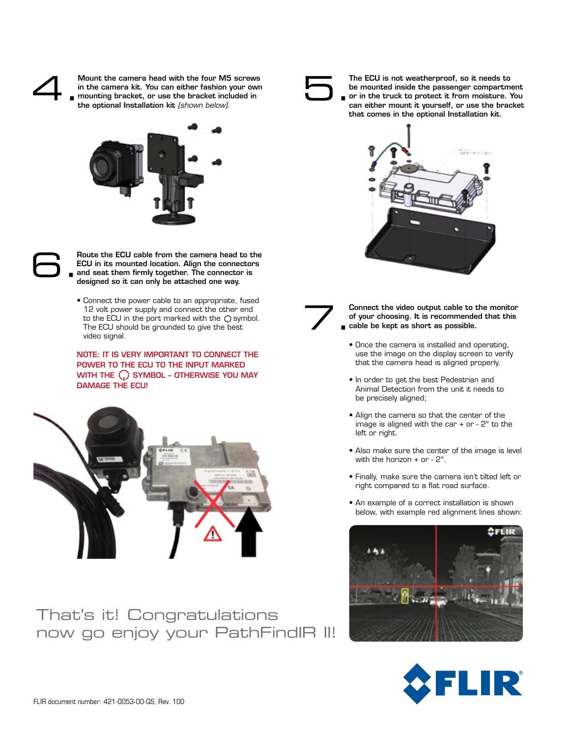**4.** **Mount the camera head with the four M5 screws in the camera kit. You can either fashion your own mounting bracket, or use the bracket included in the optional Installation kit** *(shown below)*.

**5.** **The ECU is not weatherproof, so it needs to be mounted inside the passenger compartment or in the truck to protect it from moisture. You can either mount it yourself, or use the bracket that comes in the optional Installation kit.**

**6.** **Route the ECU cable from the camera head to the ECU in its mounted location. Align the connectors and seat them firmly together. The connector is designed so it can only be attached one way.**

- Connect the power cable to an appropriate, fused 12 volt power supply and connect the other end to the ECU in the port marked with the ⏻ symbol. The ECU should be grounded to give the best video signal.

**NOTE: IT IS VERY IMPORTANT TO CONNECT THE POWER TO THE ECU TO THE INPUT MARKED WITH THE ⏻ SYMBOL – OTHERWISE YOU MAY DAMAGE THE ECU!**

**7.** **Connect the video output cable to the monitor of your choosing. It is recommended that this cable be kept as short as possible.**

- Once the camera is installed and operating, use the image on the display screen to verify that the camera head is aligned properly.
- In order to get the best Pedestrian and Animal Detection from the unit it needs to be precisely aligned;
- Align the camera so that the center of the image is aligned with the car + or - 2° to the left or right.
- Also make sure the center of the image is level with the horizon + or - 2°.
- Finally, make sure the camera isn't tilted left or right compared to a flat road surface.
- An example of a correct installation is shown below, with example red alignment lines shown:

That's it! Congratulations now go enjoy your PathFindIR II!

FLIR document number: 421-0053-00-QS, Rev. 100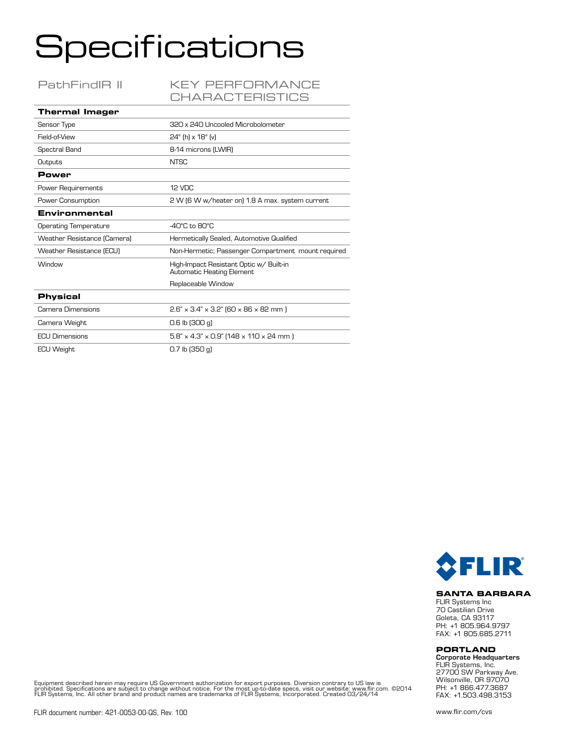# Specifications

| PathFindIR II | KEY PERFORMANCE CHARACTERISTICS |
|---|---|
| **Thermal Imager** | |
| Sensor Type | 320 x 240 Uncooled Microbolometer |
| Field-of-View | 24° (h) x 18° (v) |
| Spectral Band | 8-14 microns (LWIR) |
| Outputs | NTSC |
| **Power** | |
| Power Requirements | 12 VDC |
| Power Consumption | 2 W (6 W w/heater on) 1.8 A max. system current |
| **Environmental** | |
| Operating Temperature | -40°C to 80°C |
| Weather Resistance (Camera) | Hermetically Sealed, Automotive Qualified |
| Weather Resistance (ECU) | Non-Hermetic; Passenger Compartment mount required |
| Window | High-Impact Resistant Optic w/ Built-in Automatic Heating Element |
| | Replaceable Window |
| **Physical** | |
| Camera Dimensions | 2.6" × 3.4" × 3.2" (60 × 86 × 82 mm ) |
| Camera Weight | 0.6 lb (300 g) |
| ECU Dimensions | 5.8" × 4.3" × 0.9" (148 × 110 × 24 mm ) |
| ECU Weight | 0.7 lb (350 g) |

FLIR

**SANTA BARBARA**
FLIR Systems Inc
70 Castilian Drive
Goleta, CA 93117
PH: +1 805.964.9797
FAX: +1 805.685.2711

**PORTLAND**
**Corporate Headquarters**
FLIR Systems, Inc.
27700 SW Parkway Ave.
Wilsonville, OR 97070
PH: +1 866.477.3687
FAX: +1.503.498.3153

Equipment described herein may require US Government authorization for export purposes. Diversion contrary to US law is prohibited. Specifications are subject to change without notice. For the most up-to-date specs, visit our website: www.flir.com. ©2014 FLIR Systems, Inc. All other brand and product names are trademarks of FLIR Systems, Incorporated. Created 03/24/14

FLIR document number: 421-0053-00-QS, Rev. 100

www.flir.com/cvs